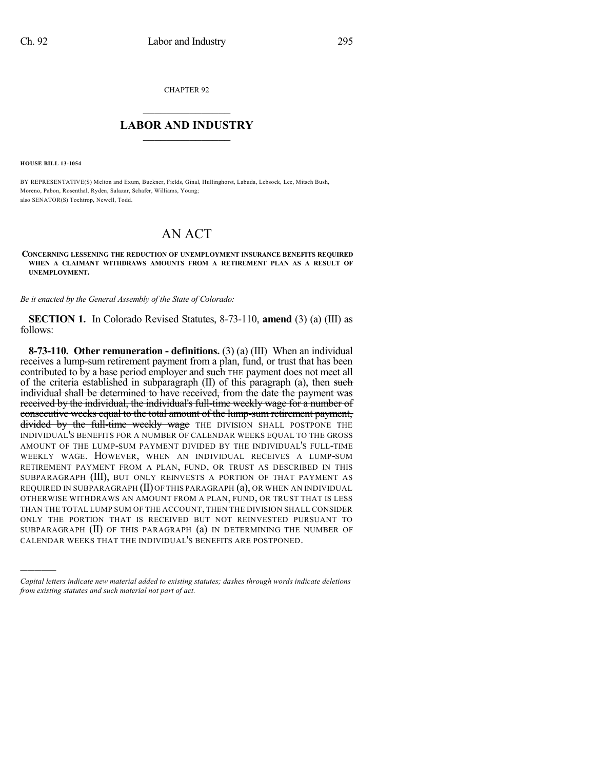CHAPTER 92

## LABOR AND INDUSTRY

**HOUSE BILL 13-1054**

BY REPRESENTATIVE(S) Melton and Exum, Buckner, Fields, Ginal, Hullinghorst, Labuda, Lebsock, Lee, Mitsch Bush, Moreno, Pabon, Rosenthal, Ryden, Salazar, Schafer, Williams, Young;
also SENATOR(S) Tochtrop, Newell, Todd.

# AN ACT

**CONCERNING LESSENING THE REDUCTION OF UNEMPLOYMENT INSURANCE BENEFITS REQUIRED WHEN A CLAIMANT WITHDRAWS AMOUNTS FROM A RETIREMENT PLAN AS A RESULT OF UNEMPLOYMENT.**

*Be it enacted by the General Assembly of the State of Colorado:*

**SECTION 1.** In Colorado Revised Statutes, 8-73-110, **amend** (3) (a) (III) as follows:

**8-73-110. Other remuneration - definitions.** (3) (a) (III) When an individual receives a lump-sum retirement payment from a plan, fund, or trust that has been contributed to by a base period employer and ~~such~~ THE payment does not meet all of the criteria established in subparagraph (II) of this paragraph (a), then ~~such individual shall be determined to have received, from the date the payment was received by the individual, the individual's full-time weekly wage for a number of consecutive weeks equal to the total amount of the lump-sum retirement payment, divided by the full-time weekly wage~~ THE DIVISION SHALL POSTPONE THE INDIVIDUAL'S BENEFITS FOR A NUMBER OF CALENDAR WEEKS EQUAL TO THE GROSS AMOUNT OF THE LUMP-SUM PAYMENT DIVIDED BY THE INDIVIDUAL'S FULL-TIME WEEKLY WAGE. HOWEVER, WHEN AN INDIVIDUAL RECEIVES A LUMP-SUM RETIREMENT PAYMENT FROM A PLAN, FUND, OR TRUST AS DESCRIBED IN THIS SUBPARAGRAPH (III), BUT ONLY REINVESTS A PORTION OF THAT PAYMENT AS REQUIRED IN SUBPARAGRAPH (II) OF THIS PARAGRAPH (a), OR WHEN AN INDIVIDUAL OTHERWISE WITHDRAWS AN AMOUNT FROM A PLAN, FUND, OR TRUST THAT IS LESS THAN THE TOTAL LUMP SUM OF THE ACCOUNT, THEN THE DIVISION SHALL CONSIDER ONLY THE PORTION THAT IS RECEIVED BUT NOT REINVESTED PURSUANT TO SUBPARAGRAPH (II) OF THIS PARAGRAPH (a) IN DETERMINING THE NUMBER OF CALENDAR WEEKS THAT THE INDIVIDUAL'S BENEFITS ARE POSTPONED.

---

*Capital letters indicate new material added to existing statutes; dashes through words indicate deletions from existing statutes and such material not part of act.*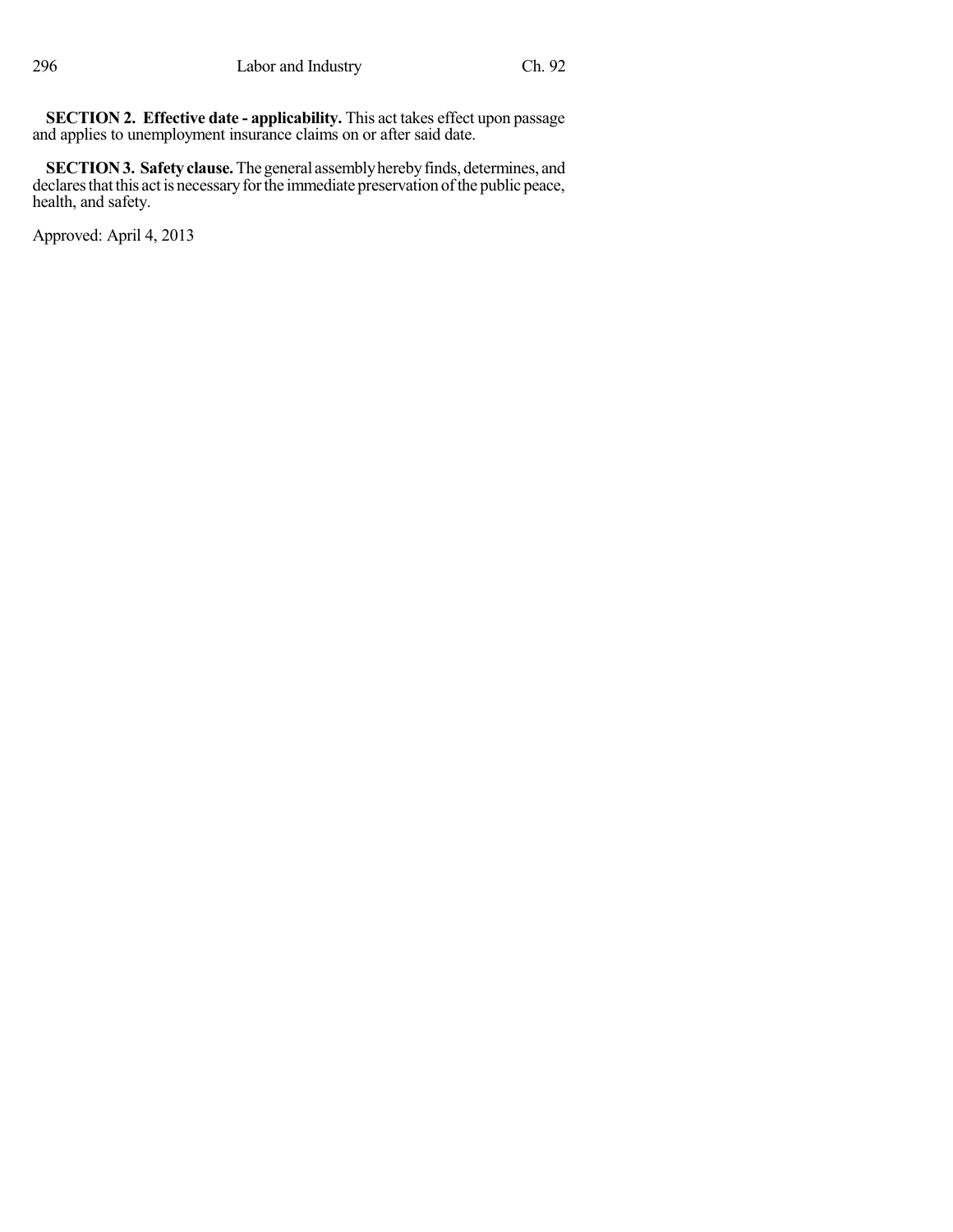**SECTION 2. Effective date - applicability.** This act takes effect upon passage and applies to unemployment insurance claims on or after said date.

**SECTION 3. Safety clause.** The general assembly hereby finds, determines, and declares that this act is necessary for the immediate preservation of the public peace, health, and safety.

Approved: April 4, 2013